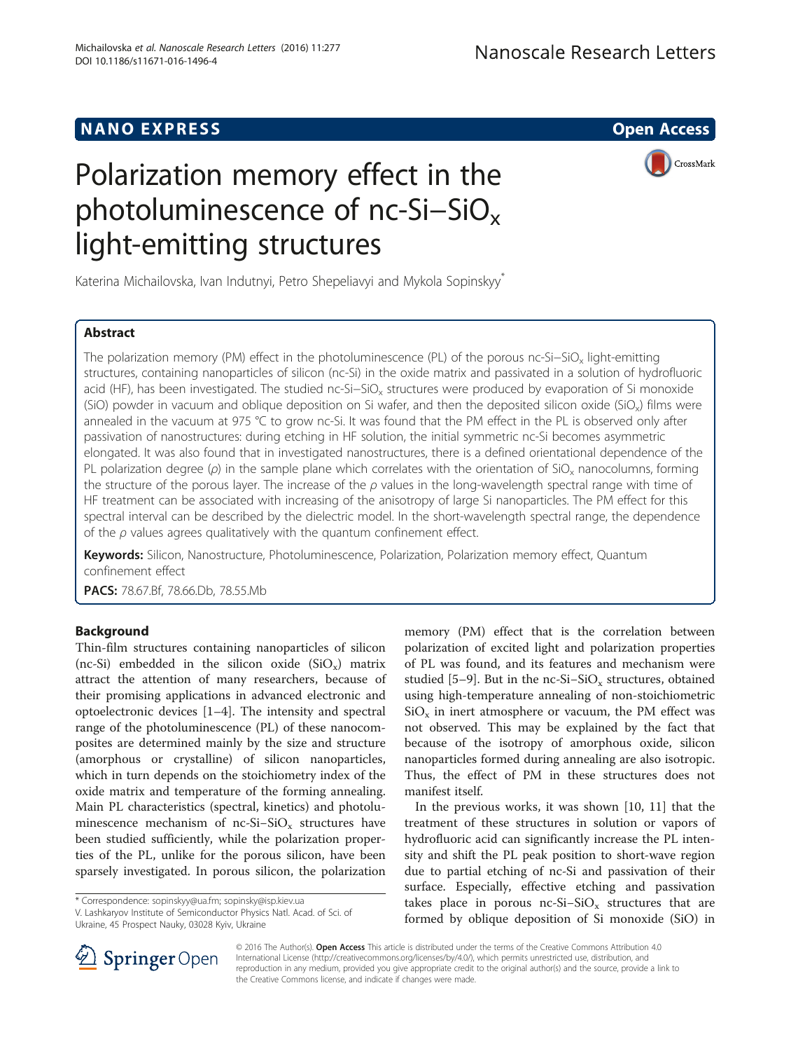NANO EXPRESS Open Access

# Polarization memory effect in the photoluminescence of nc-Si–$SiO_x$ light-emitting structures

Katerina Michailovska, Ivan Indutnyi, Petro Shepeliavyi and Mykola Sopinskyy*

## Abstract

The polarization memory (PM) effect in the photoluminescence (PL) of the porous nc-Si–$SiO_x$ light-emitting structures, containing nanoparticles of silicon (nc-Si) in the oxide matrix and passivated in a solution of hydrofluoric acid (HF), has been investigated. The studied nc-Si–$SiO_x$ structures were produced by evaporation of Si monoxide (SiO) powder in vacuum and oblique deposition on Si wafer, and then the deposited silicon oxide ($SiO_x$) films were annealed in the vacuum at 975 °C to grow nc-Si. It was found that the PM effect in the PL is observed only after passivation of nanostructures: during etching in HF solution, the initial symmetric nc-Si becomes asymmetric elongated. It was also found that in investigated nanostructures, there is a defined orientational dependence of the PL polarization degree ($\rho$) in the sample plane which correlates with the orientation of $SiO_x$ nanocolumns, forming the structure of the porous layer. The increase of the $\rho$ values in the long-wavelength spectral range with time of HF treatment can be associated with increasing of the anisotropy of large Si nanoparticles. The PM effect for this spectral interval can be described by the dielectric model. In the short-wavelength spectral range, the dependence of the $\rho$ values agrees qualitatively with the quantum confinement effect.

**Keywords:** Silicon, Nanostructure, Photoluminescence, Polarization, Polarization memory effect, Quantum confinement effect

**PACS:** 78.67.Bf, 78.66.Db, 78.55.Mb

## Background

Thin-film structures containing nanoparticles of silicon (nc-Si) embedded in the silicon oxide ($SiO_x$) matrix attract the attention of many researchers, because of their promising applications in advanced electronic and optoelectronic devices [1–4]. The intensity and spectral range of the photoluminescence (PL) of these nanocomposites are determined mainly by the size and structure (amorphous or crystalline) of silicon nanoparticles, which in turn depends on the stoichiometry index of the oxide matrix and temperature of the forming annealing. Main PL characteristics (spectral, kinetics) and photoluminescence mechanism of nc-Si–$SiO_x$ structures have been studied sufficiently, while the polarization properties of the PL, unlike for the porous silicon, have been sparsely investigated. In porous silicon, the polarization memory (PM) effect that is the correlation between polarization of excited light and polarization properties of PL was found, and its features and mechanism were studied [5–9]. But in the nc-Si–$SiO_x$ structures, obtained using high-temperature annealing of non-stoichiometric $SiO_x$ in inert atmosphere or vacuum, the PM effect was not observed. This may be explained by the fact that because of the isotropy of amorphous oxide, silicon nanoparticles formed during annealing are also isotropic. Thus, the effect of PM in these structures does not manifest itself.

In the previous works, it was shown [10, 11] that the treatment of these structures in solution or vapors of hydrofluoric acid can significantly increase the PL intensity and shift the PL peak position to short-wave region due to partial etching of nc-Si and passivation of their surface. Especially, effective etching and passivation takes place in porous nc-Si–$SiO_x$ structures that are formed by oblique deposition of Si monoxide (SiO) in

\* Correspondence: sopinskyy@ua.fm; sopinsky@isp.kiev.ua
V. Lashkaryov Institute of Semiconductor Physics Natl. Acad. of Sci. of Ukraine, 45 Prospect Nauky, 03028 Kyiv, Ukraine

© 2016 The Author(s). **Open Access** This article is distributed under the terms of the Creative Commons Attribution 4.0 International License (http://creativecommons.org/licenses/by/4.0/), which permits unrestricted use, distribution, and reproduction in any medium, provided you give appropriate credit to the original author(s) and the source, provide a link to the Creative Commons license, and indicate if changes were made.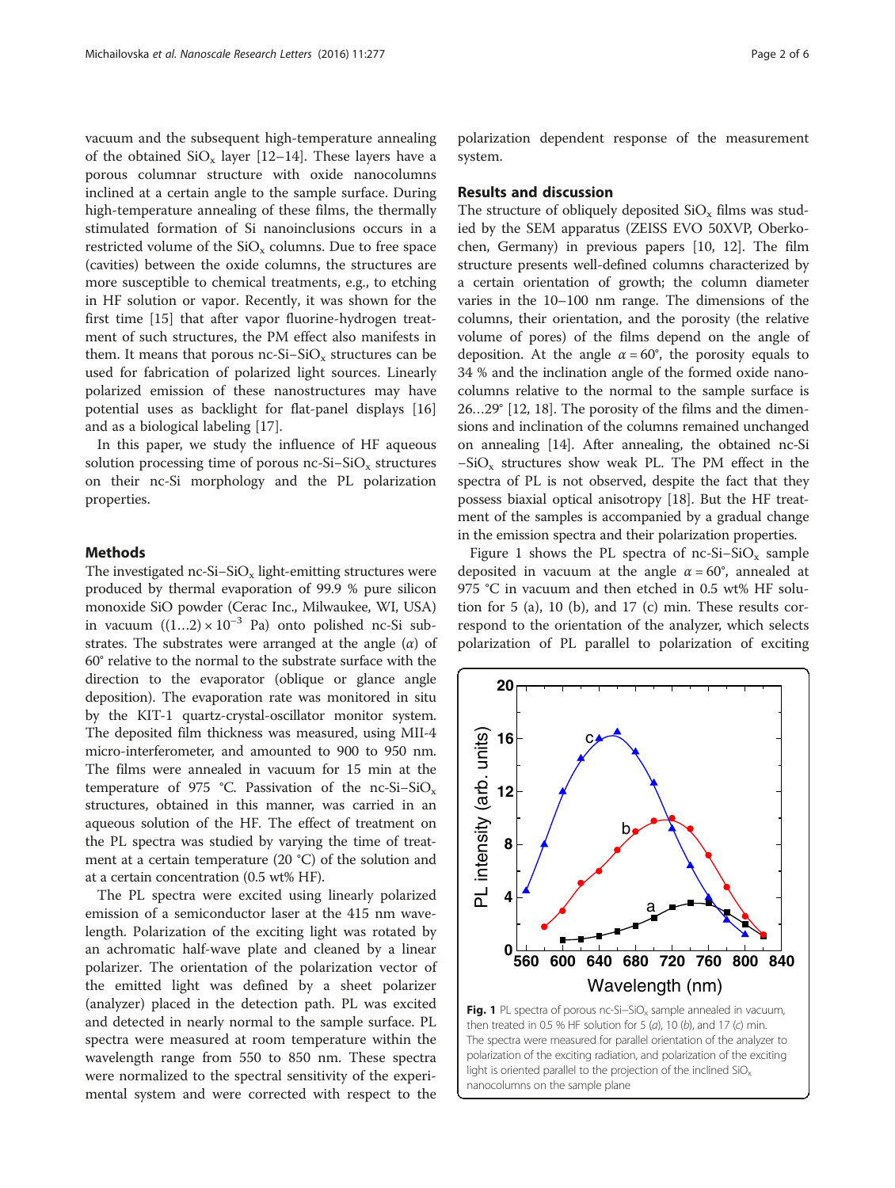vacuum and the subsequent high-temperature annealing of the obtained $SiO_x$ layer [12–14]. These layers have a porous columnar structure with oxide nanocolumns inclined at a certain angle to the sample surface. During high-temperature annealing of these films, the thermally stimulated formation of Si nanoinclusions occurs in a restricted volume of the $SiO_x$ columns. Due to free space (cavities) between the oxide columns, the structures are more susceptible to chemical treatments, e.g., to etching in HF solution or vapor. Recently, it was shown for the first time [15] that after vapor fluorine-hydrogen treatment of such structures, the PM effect also manifests in them. It means that porous nc-Si–$SiO_x$ structures can be used for fabrication of polarized light sources. Linearly polarized emission of these nanostructures may have potential uses as backlight for flat-panel displays [16] and as a biological labeling [17].

In this paper, we study the influence of HF aqueous solution processing time of porous nc-Si–$SiO_x$ structures on their nc-Si morphology and the PL polarization properties.

## Methods

The investigated nc-Si–$SiO_x$ light-emitting structures were produced by thermal evaporation of 99.9 % pure silicon monoxide SiO powder (Cerac Inc., Milwaukee, WI, USA) in vacuum ($(1...2) \times 10^{-3}$ Pa) onto polished nc-Si substrates. The substrates were arranged at the angle ($\alpha$) of 60° relative to the normal to the substrate surface with the direction to the evaporator (oblique or glance angle deposition). The evaporation rate was monitored in situ by the KIT-1 quartz-crystal-oscillator monitor system. The deposited film thickness was measured, using MII-4 micro-interferometer, and amounted to 900 to 950 nm. The films were annealed in vacuum for 15 min at the temperature of 975 °C. Passivation of the nc-Si–$SiO_x$ structures, obtained in this manner, was carried in an aqueous solution of the HF. The effect of treatment on the PL spectra was studied by varying the time of treatment at a certain temperature (20 °C) of the solution and at a certain concentration (0.5 wt% HF).

The PL spectra were excited using linearly polarized emission of a semiconductor laser at the 415 nm wavelength. Polarization of the exciting light was rotated by an achromatic half-wave plate and cleaned by a linear polarizer. The orientation of the polarization vector of the emitted light was defined by a sheet polarizer (analyzer) placed in the detection path. PL was excited and detected in nearly normal to the sample surface. PL spectra were measured at room temperature within the wavelength range from 550 to 850 nm. These spectra were normalized to the spectral sensitivity of the experimental system and were corrected with respect to the polarization dependent response of the measurement system.

## Results and discussion

The structure of obliquely deposited $SiO_x$ films was studied by the SEM apparatus (ZEISS EVO 50XVP, Oberkochen, Germany) in previous papers [10, 12]. The film structure presents well-defined columns characterized by a certain orientation of growth; the column diameter varies in the 10–100 nm range. The dimensions of the columns, their orientation, and the porosity (the relative volume of pores) of the films depend on the angle of deposition. At the angle $\alpha = 60°$, the porosity equals to 34 % and the inclination angle of the formed oxide nanocolumns relative to the normal to the sample surface is 26…29° [12, 18]. The porosity of the films and the dimensions and inclination of the columns remained unchanged on annealing [14]. After annealing, the obtained nc-Si–$SiO_x$ structures show weak PL. The PM effect in the spectra of PL is not observed, despite the fact that they possess biaxial optical anisotropy [18]. But the HF treatment of the samples is accompanied by a gradual change in the emission spectra and their polarization properties.

Figure 1 shows the PL spectra of nc-Si–$SiO_x$ sample deposited in vacuum at the angle $\alpha = 60°$, annealed at 975 °C in vacuum and then etched in 0.5 wt% HF solution for 5 (a), 10 (b), and 17 (c) min. These results correspond to the orientation of the analyzer, which selects polarization of PL parallel to polarization of exciting

**Fig. 1** PL spectra of porous nc-Si–$SiO_x$ sample annealed in vacuum, then treated in 0.5 % HF solution for 5 (*a*), 10 (*b*), and 17 (*c*) min. The spectra were measured for parallel orientation of the analyzer to polarization of the exciting radiation, and polarization of the exciting light is oriented parallel to the projection of the inclined $SiO_x$ nanocolumns on the sample plane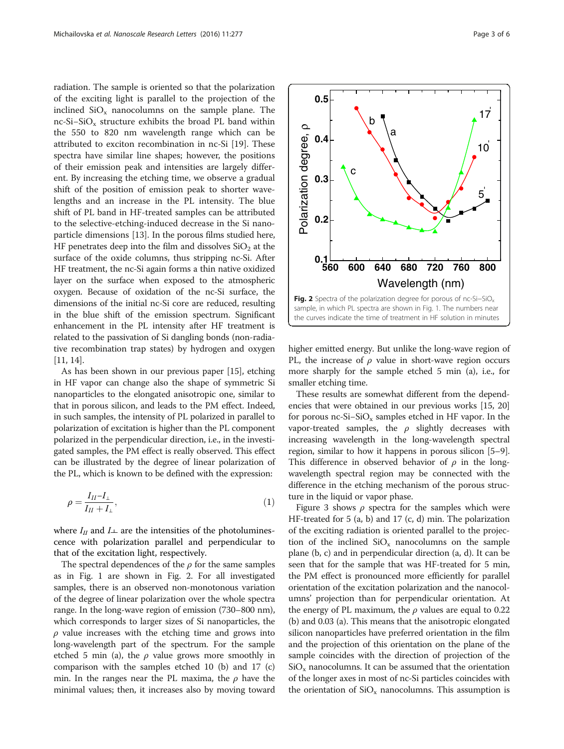radiation. The sample is oriented so that the polarization of the exciting light is parallel to the projection of the inclined $SiO_x$ nanocolumns on the sample plane. The nc-Si–$SiO_x$ structure exhibits the broad PL band within the 550 to 820 nm wavelength range which can be attributed to exciton recombination in nc-Si [19]. These spectra have similar line shapes; however, the positions of their emission peak and intensities are largely different. By increasing the etching time, we observe a gradual shift of the position of emission peak to shorter wavelengths and an increase in the PL intensity. The blue shift of PL band in HF-treated samples can be attributed to the selective-etching-induced decrease in the Si nanoparticle dimensions [13]. In the porous films studied here, HF penetrates deep into the film and dissolves $SiO_2$ at the surface of the oxide columns, thus stripping nc-Si. After HF treatment, the nc-Si again forms a thin native oxidized layer on the surface when exposed to the atmospheric oxygen. Because of oxidation of the nc-Si surface, the dimensions of the initial nc-Si core are reduced, resulting in the blue shift of the emission spectrum. Significant enhancement in the PL intensity after HF treatment is related to the passivation of Si dangling bonds (non-radiative recombination trap states) by hydrogen and oxygen [11, 14].

As has been shown in our previous paper [15], etching in HF vapor can change also the shape of symmetric Si nanoparticles to the elongated anisotropic one, similar to that in porous silicon, and leads to the PM effect. Indeed, in such samples, the intensity of PL polarized in parallel to polarization of excitation is higher than the PL component polarized in the perpendicular direction, i.e., in the investigated samples, the PM effect is really observed. This effect can be illustrated by the degree of linear polarization of the PL, which is known to be defined with the expression:

$$\rho = \frac{I_{II} - I_{\perp}}{I_{II} + I_{\perp}}, \tag{1}$$

where $I_{II}$ and $I_{\perp}$ are the intensities of the photoluminescence with polarization parallel and perpendicular to that of the excitation light, respectively.

The spectral dependences of the $\rho$ for the same samples as in Fig. 1 are shown in Fig. 2. For all investigated samples, there is an observed non-monotonous variation of the degree of linear polarization over the whole spectra range. In the long-wave region of emission (730–800 nm), which corresponds to larger sizes of Si nanoparticles, the $\rho$ value increases with the etching time and grows into long-wavelength part of the spectrum. For the sample etched 5 min (a), the $\rho$ value grows more smoothly in comparison with the samples etched 10 (b) and 17 (c) min. In the ranges near the PL maxima, the $\rho$ have the minimal values; then, it increases also by moving toward higher emitted energy. But unlike the long-wave region of PL, the increase of $\rho$ value in short-wave region occurs more sharply for the sample etched 5 min (a), i.e., for smaller etching time.

**Fig. 2** Spectra of the polarization degree for porous of nc-Si–$SiO_x$ sample, in which PL spectra are shown in Fig. 1. The numbers near the curves indicate the time of treatment in HF solution in minutes

These results are somewhat different from the dependencies that were obtained in our previous works [15, 20] for porous nc-Si–$SiO_x$ samples etched in HF vapor. In the vapor-treated samples, the $\rho$ slightly decreases with increasing wavelength in the long-wavelength spectral region, similar to how it happens in porous silicon [5–9]. This difference in observed behavior of $\rho$ in the long-wavelength spectral region may be connected with the difference in the etching mechanism of the porous structure in the liquid or vapor phase.

Figure 3 shows $\rho$ spectra for the samples which were HF-treated for 5 (a, b) and 17 (c, d) min. The polarization of the exciting radiation is oriented parallel to the projection of the inclined $SiO_x$ nanocolumns on the sample plane (b, c) and in perpendicular direction (a, d). It can be seen that for the sample that was HF-treated for 5 min, the PM effect is pronounced more efficiently for parallel orientation of the excitation polarization and the nanocolumns' projection than for perpendicular orientation. At the energy of PL maximum, the $\rho$ values are equal to 0.22 (b) and 0.03 (a). This means that the anisotropic elongated silicon nanoparticles have preferred orientation in the film and the projection of this orientation on the plane of the sample coincides with the direction of projection of the $SiO_x$ nanocolumns. It can be assumed that the orientation of the longer axes in most of nc-Si particles coincides with the orientation of $SiO_x$ nanocolumns. This assumption is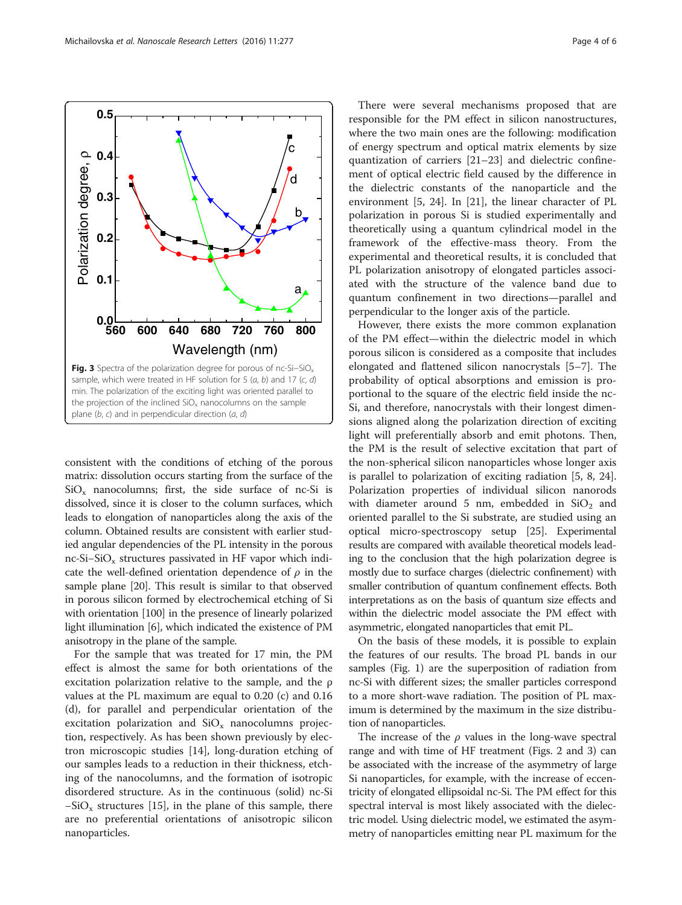**Fig. 3** Spectra of the polarization degree for porous of nc-Si–$SiO_x$ sample, which were treated in HF solution for 5 (*a*, *b*) and 17 (*c*, *d*) min. The polarization of the exciting light was oriented parallel to the projection of the inclined $SiO_x$ nanocolumns on the sample plane (*b*, *c*) and in perpendicular direction (*a*, *d*)

consistent with the conditions of etching of the porous matrix: dissolution occurs starting from the surface of the $SiO_x$ nanocolumns; first, the side surface of nc-Si is dissolved, since it is closer to the column surfaces, which leads to elongation of nanoparticles along the axis of the column. Obtained results are consistent with earlier studied angular dependencies of the PL intensity in the porous nc-Si–$SiO_x$ structures passivated in HF vapor which indicate the well-defined orientation dependence of $\rho$ in the sample plane [20]. This result is similar to that observed in porous silicon formed by electrochemical etching of Si with orientation [100] in the presence of linearly polarized light illumination [6], which indicated the existence of PM anisotropy in the plane of the sample.

For the sample that was treated for 17 min, the PM effect is almost the same for both orientations of the excitation polarization relative to the sample, and the ρ values at the PL maximum are equal to 0.20 (c) and 0.16 (d), for parallel and perpendicular orientation of the excitation polarization and $SiO_x$ nanocolumns projection, respectively. As has been shown previously by electron microscopic studies [14], long-duration etching of our samples leads to a reduction in their thickness, etching of the nanocolumns, and the formation of isotropic disordered structure. As in the continuous (solid) nc-Si–$SiO_x$ structures [15], in the plane of this sample, there are no preferential orientations of anisotropic silicon nanoparticles.

There were several mechanisms proposed that are responsible for the PM effect in silicon nanostructures, where the two main ones are the following: modification of energy spectrum and optical matrix elements by size quantization of carriers [21–23] and dielectric confinement of optical electric field caused by the difference in the dielectric constants of the nanoparticle and the environment [5, 24]. In [21], the linear character of PL polarization in porous Si is studied experimentally and theoretically using a quantum cylindrical model in the framework of the effective-mass theory. From the experimental and theoretical results, it is concluded that PL polarization anisotropy of elongated particles associated with the structure of the valence band due to quantum confinement in two directions—parallel and perpendicular to the longer axis of the particle.

However, there exists the more common explanation of the PM effect—within the dielectric model in which porous silicon is considered as a composite that includes elongated and flattened silicon nanocrystals [5–7]. The probability of optical absorptions and emission is proportional to the square of the electric field inside the nc-Si, and therefore, nanocrystals with their longest dimensions aligned along the polarization direction of exciting light will preferentially absorb and emit photons. Then, the PM is the result of selective excitation that part of the non-spherical silicon nanoparticles whose longer axis is parallel to polarization of exciting radiation [5, 8, 24]. Polarization properties of individual silicon nanorods with diameter around 5 nm, embedded in $SiO_2$ and oriented parallel to the Si substrate, are studied using an optical micro-spectroscopy setup [25]. Experimental results are compared with available theoretical models leading to the conclusion that the high polarization degree is mostly due to surface charges (dielectric confinement) with smaller contribution of quantum confinement effects. Both interpretations as on the basis of quantum size effects and within the dielectric model associate the PM effect with asymmetric, elongated nanoparticles that emit PL.

On the basis of these models, it is possible to explain the features of our results. The broad PL bands in our samples (Fig. 1) are the superposition of radiation from nc-Si with different sizes; the smaller particles correspond to a more short-wave radiation. The position of PL maximum is determined by the maximum in the size distribution of nanoparticles.

The increase of the $\rho$ values in the long-wave spectral range and with time of HF treatment (Figs. 2 and 3) can be associated with the increase of the asymmetry of large Si nanoparticles, for example, with the increase of eccentricity of elongated ellipsoidal nc-Si. The PM effect for this spectral interval is most likely associated with the dielectric model. Using dielectric model, we estimated the asymmetry of nanoparticles emitting near PL maximum for the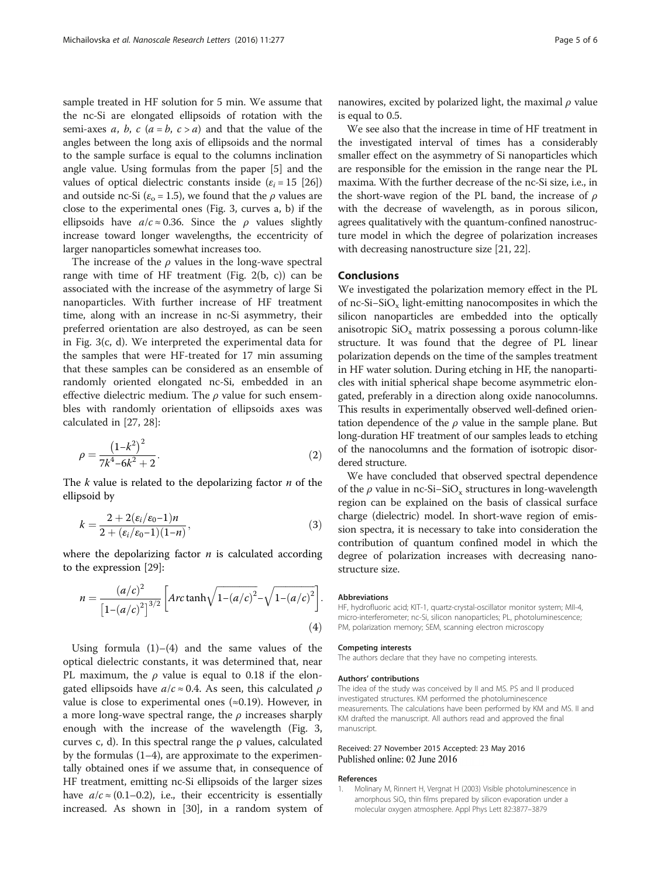sample treated in HF solution for 5 min. We assume that the nc-Si are elongated ellipsoids of rotation with the semi-axes $a$, $b$, $c$ ($a = b$, $c > a$) and that the value of the angles between the long axis of ellipsoids and the normal to the sample surface is equal to the columns inclination angle value. Using formulas from the paper [5] and the values of optical dielectric constants inside ($\varepsilon_i = 15$ [26]) and outside nc-Si ($\varepsilon_o = 1.5$), we found that the $\rho$ values are close to the experimental ones (Fig. 3, curves a, b) if the ellipsoids have $a/c \approx 0.36$. Since the $\rho$ values slightly increase toward longer wavelengths, the eccentricity of larger nanoparticles somewhat increases too.

The increase of the $\rho$ values in the long-wave spectral range with time of HF treatment (Fig. 2(b, c)) can be associated with the increase of the asymmetry of large Si nanoparticles. With further increase of HF treatment time, along with an increase in nc-Si asymmetry, their preferred orientation are also destroyed, as can be seen in Fig. 3(c, d). We interpreted the experimental data for the samples that were HF-treated for 17 min assuming that these samples can be considered as an ensemble of randomly oriented elongated nc-Si, embedded in an effective dielectric medium. The $\rho$ value for such ensembles with randomly orientation of ellipsoids axes was calculated in [27, 28]:

$$\rho = \frac{\left(1-k^2\right)^2}{7k^4-6k^2+2}. \tag{2}$$

The $k$ value is related to the depolarizing factor $n$ of the ellipsoid by

$$k = \frac{2+2(\varepsilon_i/\varepsilon_0-1)n}{2+(\varepsilon_i/\varepsilon_0-1)(1-n)}, \tag{3}$$

where the depolarizing factor $n$ is calculated according to the expression [29]:

$$n = \frac{(a/c)^2}{\left[1-(a/c)^2\right]^{3/2}}\left[Arc\tanh\sqrt{1-(a/c)^2}-\sqrt{1-(a/c)^2}\right]. \tag{4}$$

Using formula (1)–(4) and the same values of the optical dielectric constants, it was determined that, near PL maximum, the $\rho$ value is equal to 0.18 if the elongated ellipsoids have $a/c \approx 0.4$. As seen, this calculated $\rho$ value is close to experimental ones (≈0.19). However, in a more long-wave spectral range, the $\rho$ increases sharply enough with the increase of the wavelength (Fig. 3, curves c, d). In this spectral range the ρ values, calculated by the formulas (1–4), are approximate to the experimentally obtained ones if we assume that, in consequence of HF treatment, emitting nc-Si ellipsoids of the larger sizes have $a/c \approx (0.1–0.2)$, i.e., their eccentricity is essentially increased. As shown in [30], in a random system of nanowires, excited by polarized light, the maximal $\rho$ value is equal to 0.5.

We see also that the increase in time of HF treatment in the investigated interval of times has a considerably smaller effect on the asymmetry of Si nanoparticles which are responsible for the emission in the range near the PL maxima. With the further decrease of the nc-Si size, i.e., in the short-wave region of the PL band, the increase of $\rho$ with the decrease of wavelength, as in porous silicon, agrees qualitatively with the quantum-confined nanostructure model in which the degree of polarization increases with decreasing nanostructure size [21, 22].

## Conclusions

We investigated the polarization memory effect in the PL of nc-Si–$SiO_x$ light-emitting nanocomposites in which the silicon nanoparticles are embedded into the optically anisotropic $SiO_x$ matrix possessing a porous column-like structure. It was found that the degree of PL linear polarization depends on the time of the samples treatment in HF water solution. During etching in HF, the nanoparticles with initial spherical shape become asymmetric elongated, preferably in a direction along oxide nanocolumns. This results in experimentally observed well-defined orientation dependence of the $\rho$ value in the sample plane. But long-duration HF treatment of our samples leads to etching of the nanocolumns and the formation of isotropic disordered structure.

We have concluded that observed spectral dependence of the $\rho$ value in nc-Si–$SiO_x$ structures in long-wavelength region can be explained on the basis of classical surface charge (dielectric) model. In short-wave region of emission spectra, it is necessary to take into consideration the contribution of quantum confined model in which the degree of polarization increases with decreasing nanostructure size.

#### Abbreviations

HF, hydrofluoric acid; KIT-1, quartz-crystal-oscillator monitor system; MII-4, micro-interferometer; nc-Si, silicon nanoparticles; PL, photoluminescence; PM, polarization memory; SEM, scanning electron microscopy

#### Competing interests

The authors declare that they have no competing interests.

#### Authors' contributions

The idea of the study was conceived by II and MS. PS and II produced investigated structures. KM performed the photoluminescence measurements. The calculations have been performed by KM and MS. II and KM drafted the manuscript. All authors read and approved the final manuscript.

Received: 27 November 2015 Accepted: 23 May 2016
Published online: 02 June 2016

#### References

1. Molinary M, Rinnert H, Vergnat H (2003) Visible photoluminescence in amorphous $SiO_x$ thin films prepared by silicon evaporation under a molecular oxygen atmosphere. Appl Phys Lett 82:3877–3879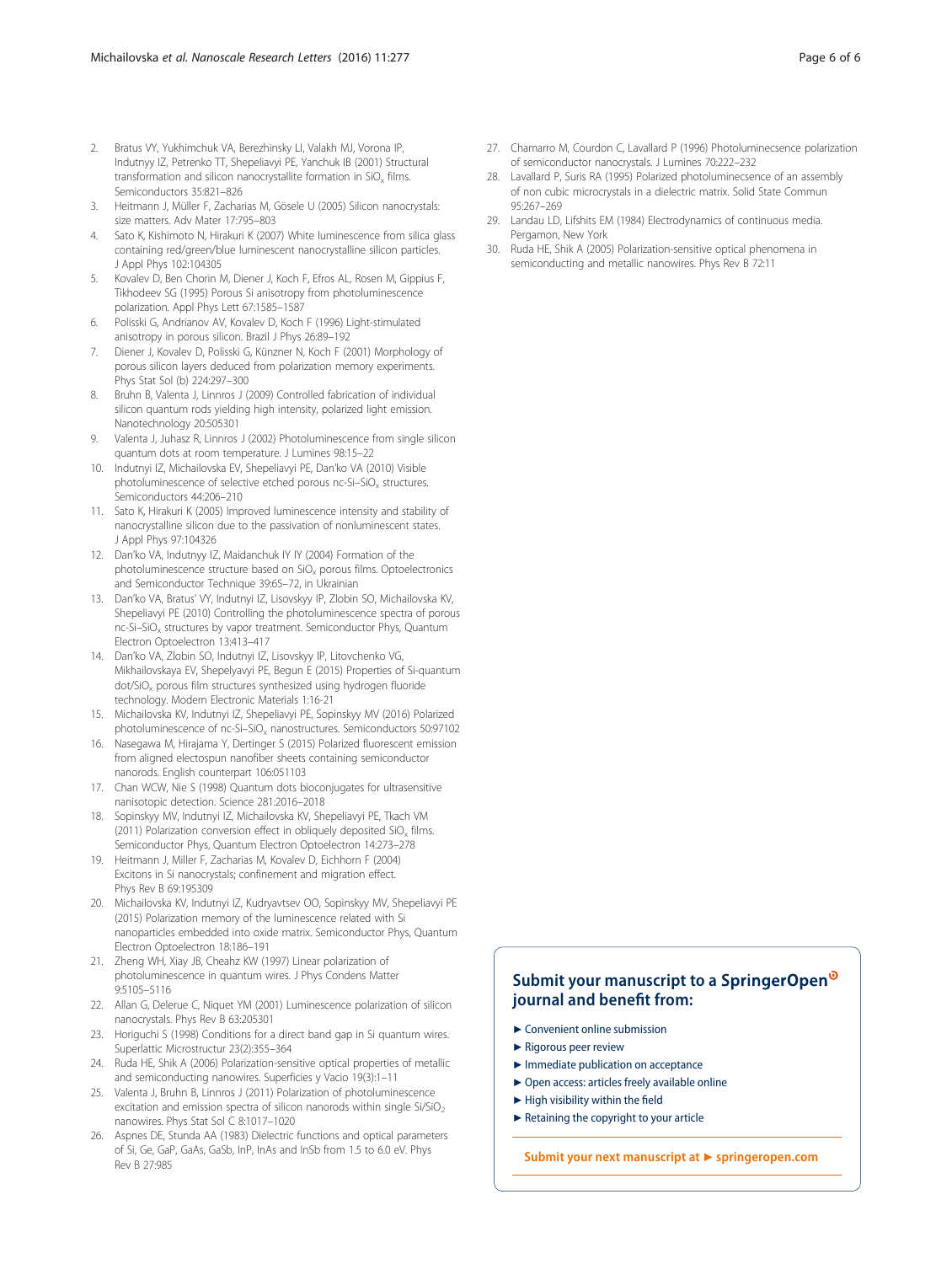2. Bratus VY, Yukhimchuk VA, Berezhinsky LI, Valakh MJ, Vorona IP, Indutnyy IZ, Petrenko TT, Shepeliavyi PE, Yanchuk IB (2001) Structural transformation and silicon nanocrystallite formation in $SiO_x$ films. Semiconductors 35:821–826
3. Heitmann J, Müller F, Zacharias M, Gösele U (2005) Silicon nanocrystals: size matters. Adv Mater 17:795–803
4. Sato K, Kishimoto N, Hirakuri K (2007) White luminescence from silica glass containing red/green/blue luminescent nanocrystalline silicon particles. J Appl Phys 102:104305
5. Kovalev D, Ben Chorin M, Diener J, Koch F, Efros AL, Rosen M, Gippius F, Tikhodeev SG (1995) Porous Si anisotropy from photoluminescence polarization. Appl Phys Lett 67:1585–1587
6. Polisski G, Andrianov AV, Kovalev D, Koch F (1996) Light-stimulated anisotropy in porous silicon. Brazil J Phys 26:89–192
7. Diener J, Kovalev D, Polisski G, Künzner N, Koch F (2001) Morphology of porous silicon layers deduced from polarization memory experiments. Phys Stat Sol (b) 224:297–300
8. Bruhn B, Valenta J, Linnros J (2009) Controlled fabrication of individual silicon quantum rods yielding high intensity, polarized light emission. Nanotechnology 20:505301
9. Valenta J, Juhasz R, Linnros J (2002) Photoluminescence from single silicon quantum dots at room temperature. J Lumines 98:15–22
10. Indutnyi IZ, Michailovska EV, Shepeliavyi PE, Dan'ko VA (2010) Visible photoluminescence of selective etched porous nc-Si–$SiO_x$ structures. Semiconductors 44:206–210
11. Sato K, Hirakuri K (2005) Improved luminescence intensity and stability of nanocrystalline silicon due to the passivation of nonluminescent states. J Appl Phys 97:104326
12. Dan'ko VA, Indutnyy IZ, Maidanchuk IY IY (2004) Formation of the photoluminescence structure based on $SiO_x$ porous films. Optoelectronics and Semiconductor Technique 39:65–72, in Ukrainian
13. Dan'ko VA, Bratus' VY, Indutnyi IZ, Lisovskyy IP, Zlobin SO, Michailovska KV, Shepeliavyi PE (2010) Controlling the photoluminescence spectra of porous nc-Si–$SiO_x$ structures by vapor treatment. Semiconductor Phys, Quantum Electron Optoelectron 13:413–417
14. Dan'ko VA, Zlobin SO, Indutnyi IZ, Lisovskyy IP, Litovchenko VG, Mikhailovskaya EV, Shepelyavyi PE, Begun E (2015) Properties of Si-quantum dot/$SiO_x$ porous film structures synthesized using hydrogen fluoride technology. Modern Electronic Materials 1:16-21
15. Michailovska KV, Indutnyi IZ, Shepeliavyi PE, Sopinskyy MV (2016) Polarized photoluminescence of nc-Si–$SiO_x$ nanostructures. Semiconductors 50:97102
16. Nasegawa M, Hirajama Y, Dertinger S (2015) Polarized fluorescent emission from aligned electospun nanofiber sheets containing semiconductor nanorods. English counterpart 106:051103
17. Chan WCW, Nie S (1998) Quantum dots bioconjugates for ultrasensitive nanisotopic detection. Science 281:2016–2018
18. Sopinskyy MV, Indutnyi IZ, Michailovska KV, Shepeliavyi PE, Tkach VM (2011) Polarization conversion effect in obliquely deposited $SiO_x$ films. Semiconductor Phys, Quantum Electron Optoelectron 14:273–278
19. Heitmann J, Miller F, Zacharias M, Kovalev D, Eichhorn F (2004) Excitons in Si nanocrystals; confinement and migration effect. Phys Rev B 69:195309
20. Michailovska KV, Indutnyi IZ, Kudryavtsev OO, Sopinskyy MV, Shepeliavyi PE (2015) Polarization memory of the luminescence related with Si nanoparticles embedded into oxide matrix. Semiconductor Phys, Quantum Electron Optoelectron 18:186–191
21. Zheng WH, Xiay JB, Cheahz KW (1997) Linear polarization of photoluminescence in quantum wires. J Phys Condens Matter 9:5105–5116
22. Allan G, Delerue C, Niquet YM (2001) Luminescence polarization of silicon nanocrystals. Phys Rev B 63:205301
23. Horiguchi S (1998) Conditions for a direct band gap in Si quantum wires. Superlattic Microstructur 23(2):355–364
24. Ruda HE, Shik A (2006) Polarization-sensitive optical properties of metallic and semiconducting nanowires. Superficies y Vacio 19(3):1–11
25. Valenta J, Bruhn B, Linnros J (2011) Polarization of photoluminescence excitation and emission spectra of silicon nanorods within single Si/$SiO_2$ nanowires. Phys Stat Sol C 8:1017–1020
26. Aspnes DE, Stunda AA (1983) Dielectric functions and optical parameters of Si, Ge, GaP, GaAs, GaSb, InP, InAs and InSb from 1.5 to 6.0 eV. Phys Rev B 27:985
27. Chamarro M, Courdon C, Lavallard P (1996) Photoluminecsence polarization of semiconductor nanocrystals. J Lumines 70:222–232
28. Lavallard P, Suris RA (1995) Polarized photoluminecsence of an assembly of non cubic microcrystals in a dielectric matrix. Solid State Commun 95:267–269
29. Landau LD, Lifshits EM (1984) Electrodynamics of continuous media. Pergamon, New York
30. Ruda HE, Shik A (2005) Polarization-sensitive optical phenomena in semiconducting and metallic nanowires. Phys Rev B 72:11

**Submit your manuscript to a SpringerOpen journal and benefit from:**

- ► Convenient online submission
- ► Rigorous peer review
- ► Immediate publication on acceptance
- ► Open access: articles freely available online
- ► High visibility within the field
- ► Retaining the copyright to your article

**Submit your next manuscript at ► springeropen.com**